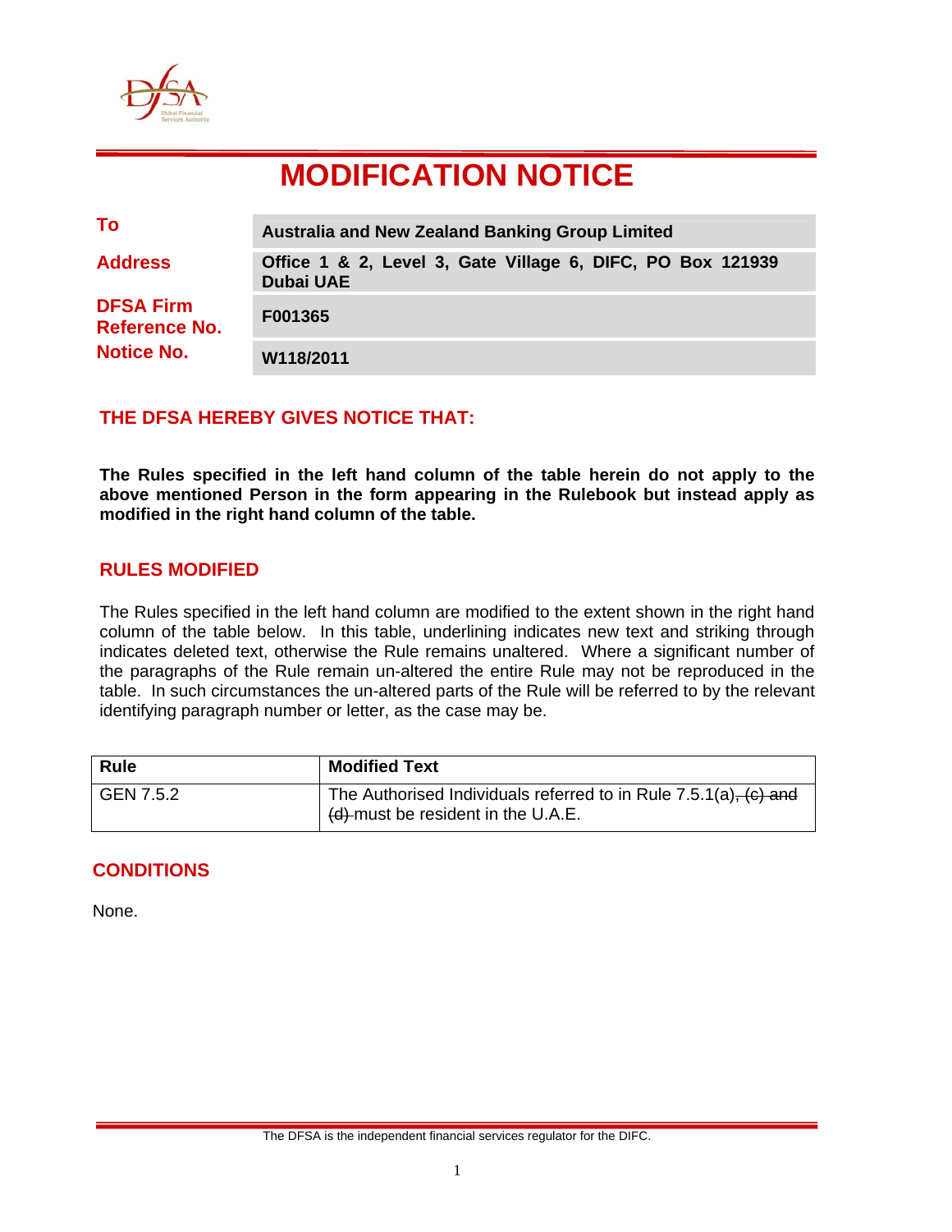# MODIFICATION NOTICE

| | |
|---|---|
| **To** | **Australia and New Zealand Banking Group Limited** |
| **Address** | **Office 1 & 2, Level 3, Gate Village 6, DIFC, PO Box 121939 Dubai UAE** |
| **DFSA Firm Reference No.** | **F001365** |
| **Notice No.** | **W118/2011** |

## THE DFSA HEREBY GIVES NOTICE THAT:

**The Rules specified in the left hand column of the table herein do not apply to the above mentioned Person in the form appearing in the Rulebook but instead apply as modified in the right hand column of the table.**

## RULES MODIFIED

The Rules specified in the left hand column are modified to the extent shown in the right hand column of the table below. In this table, underlining indicates new text and striking through indicates deleted text, otherwise the Rule remains unaltered. Where a significant number of the paragraphs of the Rule remain un-altered the entire Rule may not be reproduced in the table. In such circumstances the un-altered parts of the Rule will be referred to by the relevant identifying paragraph number or letter, as the case may be.

| Rule | Modified Text |
|---|---|
| GEN 7.5.2 | The Authorised Individuals referred to in Rule 7.5.1(a)~~, (c) and (d)~~ must be resident in the U.A.E. |

## CONDITIONS

None.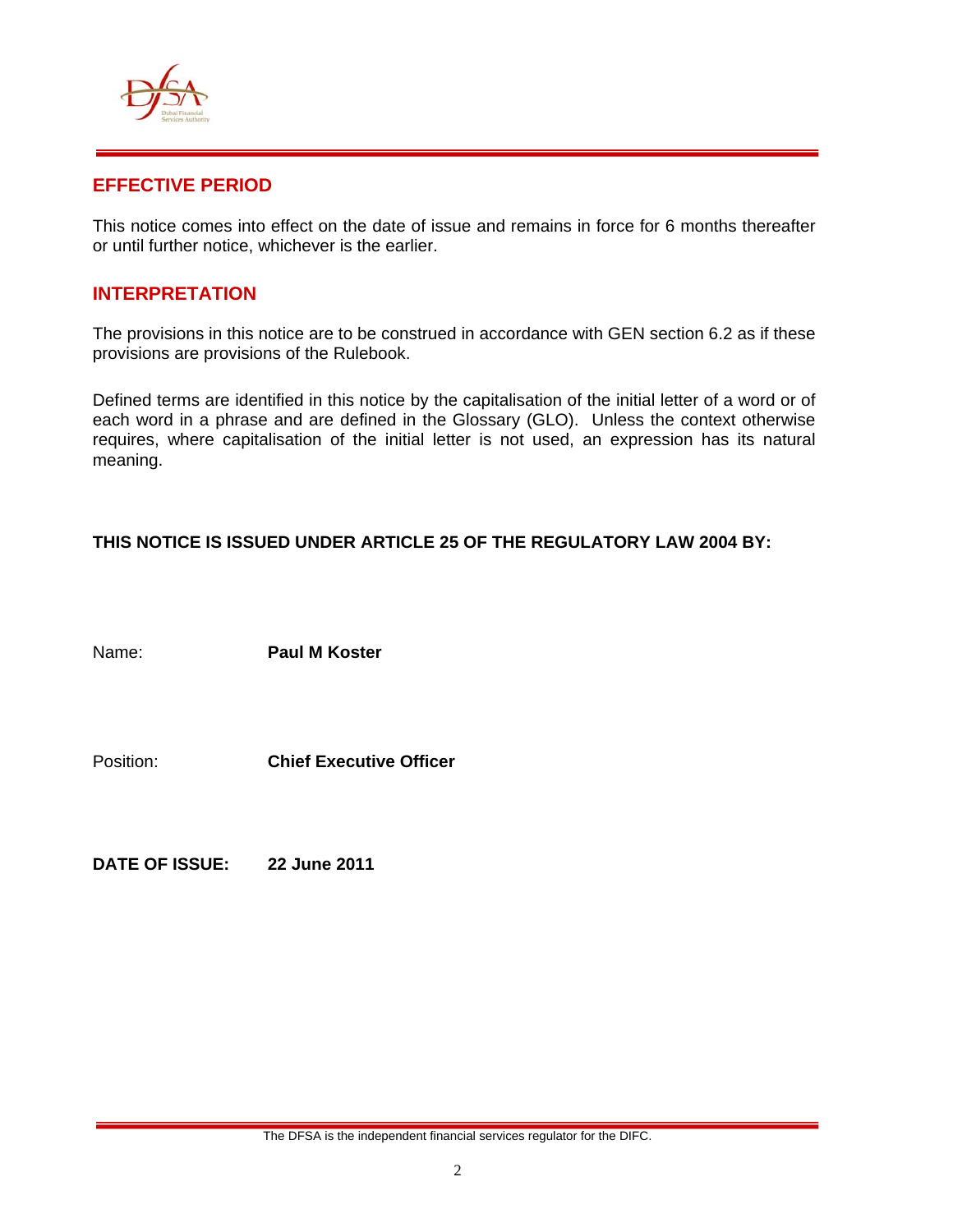## EFFECTIVE PERIOD

This notice comes into effect on the date of issue and remains in force for 6 months thereafter or until further notice, whichever is the earlier.

## INTERPRETATION

The provisions in this notice are to be construed in accordance with GEN section 6.2 as if these provisions are provisions of the Rulebook.

Defined terms are identified in this notice by the capitalisation of the initial letter of a word or of each word in a phrase and are defined in the Glossary (GLO). Unless the context otherwise requires, where capitalisation of the initial letter is not used, an expression has its natural meaning.

**THIS NOTICE IS ISSUED UNDER ARTICLE 25 OF THE REGULATORY LAW 2004 BY:**

Name: **Paul M Koster**

Position: **Chief Executive Officer**

**DATE OF ISSUE: 22 June 2011**

The DFSA is the independent financial services regulator for the DIFC.